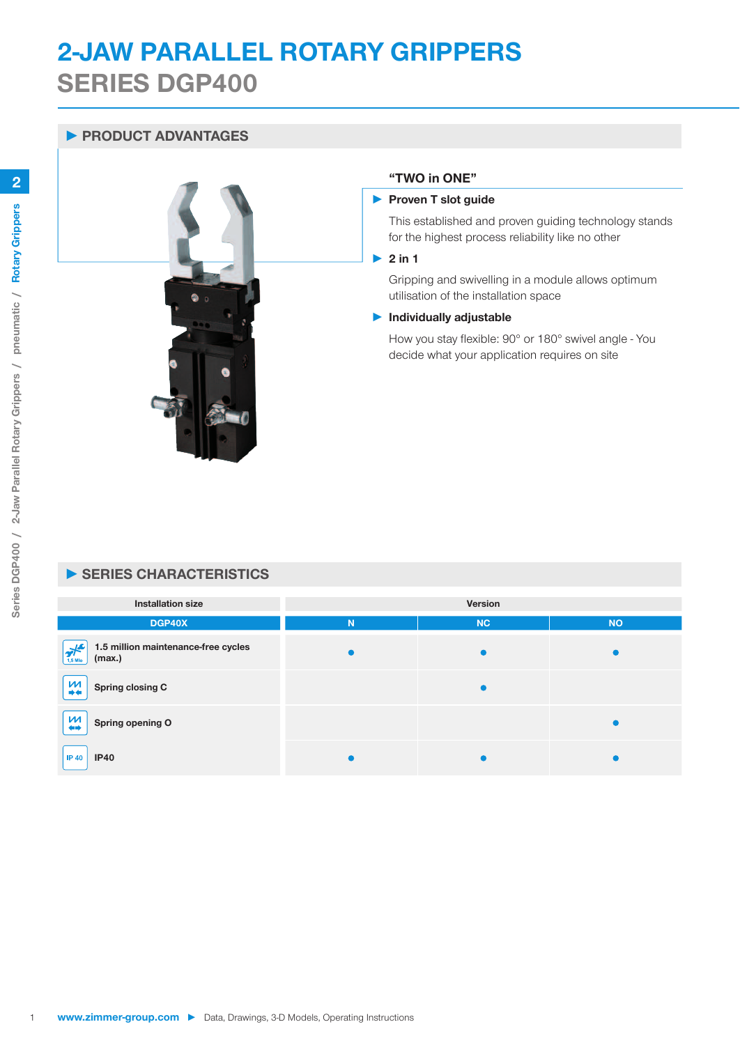# 2-JAW PARALLEL ROTARY GRIPPERS
## SERIES DGP400

### ▶ PRODUCT ADVANTAGES

**"TWO in ONE"**

- **Proven T slot guide**

  This established and proven guiding technology stands for the highest process reliability like no other

- **2 in 1**

  Gripping and swivelling in a module allows optimum utilisation of the installation space

- **Individually adjustable**

  How you stay flexible: 90° or 180° swivel angle - You decide what your application requires on site

### ▶ SERIES CHARACTERISTICS

| Installation size | Version | | |
|---|---|---|---|
| DGP40X | N | NC | NO |
| 1.5 million maintenance-free cycles (max.) | ● | ● | ● |
| Spring closing C | | ● | |
| Spring opening O | | | ● |
| IP40 | ● | ● | ● |

www.zimmer-group.com ▶ Data, Drawings, 3-D Models, Operating Instructions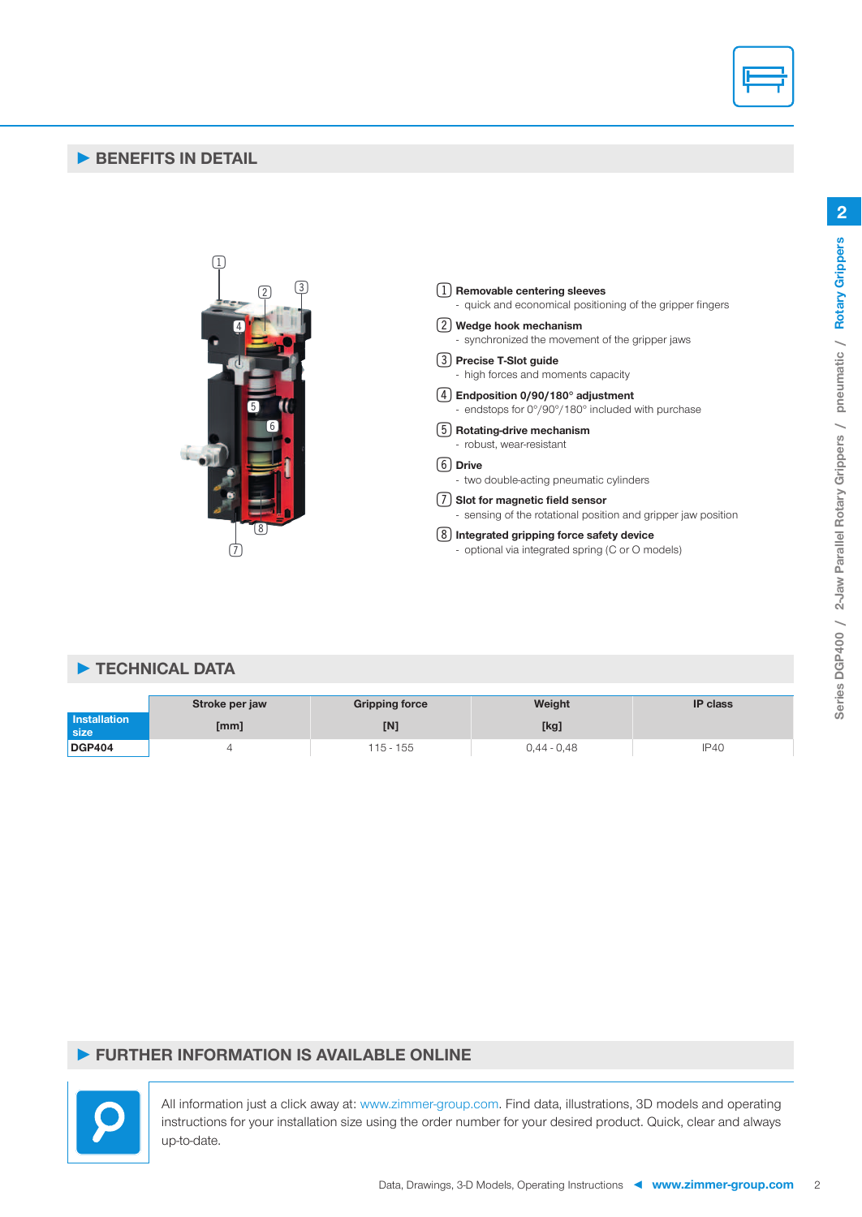## ▶ BENEFITS IN DETAIL

1. **Removable centering sleeves**
   - quick and economical positioning of the gripper fingers
2. **Wedge hook mechanism**
   - synchronized the movement of the gripper jaws
3. **Precise T-Slot guide**
   - high forces and moments capacity
4. **Endposition 0/90/180° adjustment**
   - endstops for 0°/90°/180° included with purchase
5. **Rotating-drive mechanism**
   - robust, wear-resistant
6. **Drive**
   - two double-acting pneumatic cylinders
7. **Slot for magnetic field sensor**
   - sensing of the rotational position and gripper jaw position
8. **Integrated gripping force safety device**
   - optional via integrated spring (C or O models)

## ▶ TECHNICAL DATA

| Installation size | Stroke per jaw [mm] | Gripping force [N] | Weight [kg] | IP class |
|---|---|---|---|---|
| DGP404 | 4 | 115 - 155 | 0,44 - 0,48 | IP40 |

## ▶ FURTHER INFORMATION IS AVAILABLE ONLINE

All information just a click away at: www.zimmer-group.com. Find data, illustrations, 3D models and operating instructions for your installation size using the order number for your desired product. Quick, clear and always up-to-date.